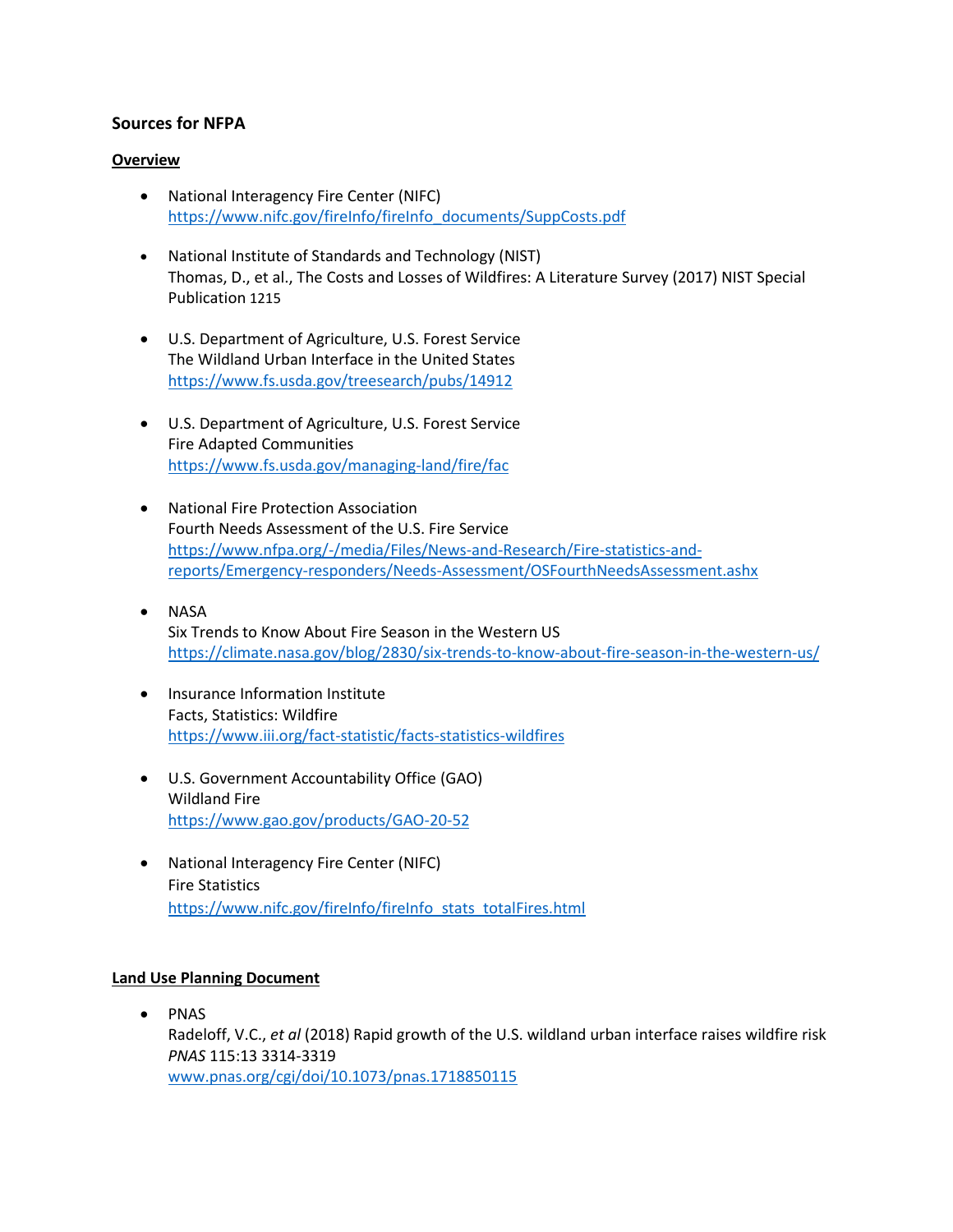### Sources for NFPA

**Overview**

- National Interagency Fire Center (NIFC)
  https://www.nifc.gov/fireInfo/fireInfo_documents/SuppCosts.pdf

- National Institute of Standards and Technology (NIST)
  Thomas, D., et al., The Costs and Losses of Wildfires: A Literature Survey (2017) NIST Special Publication 1215

- U.S. Department of Agriculture, U.S. Forest Service
  The Wildland Urban Interface in the United States
  https://www.fs.usda.gov/treesearch/pubs/14912

- U.S. Department of Agriculture, U.S. Forest Service
  Fire Adapted Communities
  https://www.fs.usda.gov/managing-land/fire/fac

- National Fire Protection Association
  Fourth Needs Assessment of the U.S. Fire Service
  https://www.nfpa.org/-/media/Files/News-and-Research/Fire-statistics-and-reports/Emergency-responders/Needs-Assessment/OSFourthNeedsAssessment.ashx

- NASA
  Six Trends to Know About Fire Season in the Western US
  https://climate.nasa.gov/blog/2830/six-trends-to-know-about-fire-season-in-the-western-us/

- Insurance Information Institute
  Facts, Statistics: Wildfire
  https://www.iii.org/fact-statistic/facts-statistics-wildfires

- U.S. Government Accountability Office (GAO)
  Wildland Fire
  https://www.gao.gov/products/GAO-20-52

- National Interagency Fire Center (NIFC)
  Fire Statistics
  https://www.nifc.gov/fireInfo/fireInfo_stats_totalFires.html

**Land Use Planning Document**

- PNAS
  Radeloff, V.C., *et al* (2018) Rapid growth of the U.S. wildland urban interface raises wildfire risk *PNAS* 115:13 3314-3319
  www.pnas.org/cgi/doi/10.1073/pnas.1718850115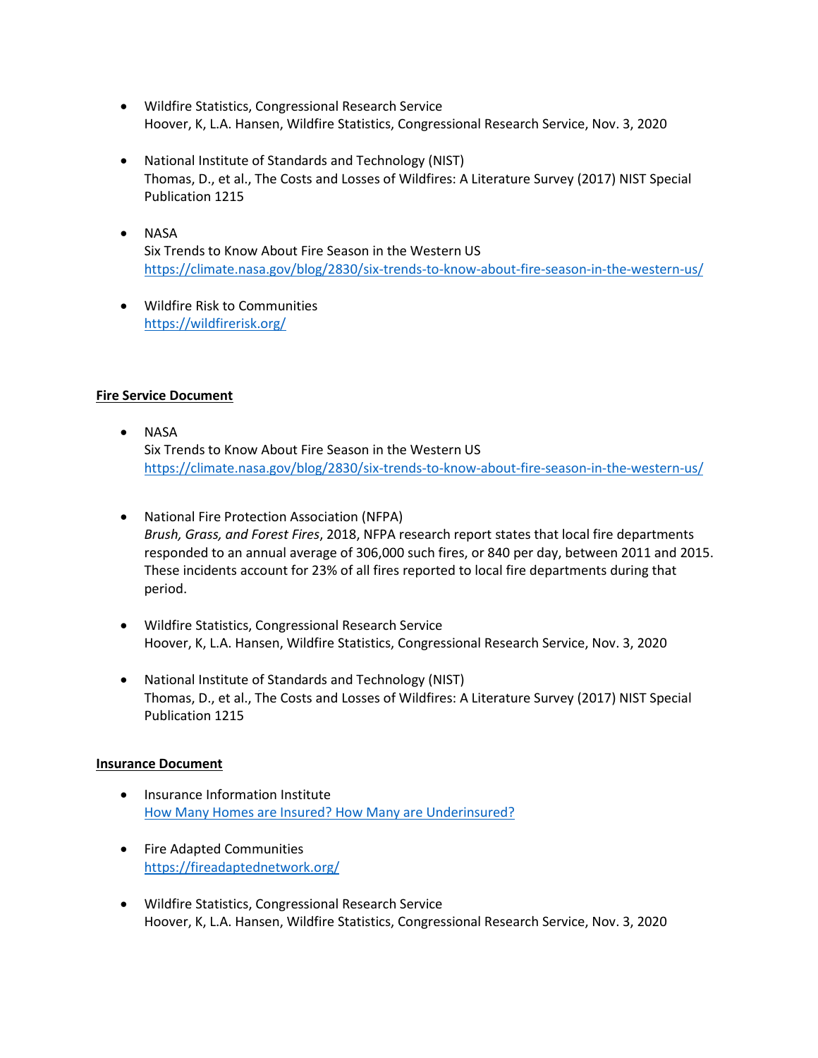- Wildfire Statistics, Congressional Research Service
  Hoover, K, L.A. Hansen, Wildfire Statistics, Congressional Research Service, Nov. 3, 2020

- National Institute of Standards and Technology (NIST)
  Thomas, D., et al., The Costs and Losses of Wildfires: A Literature Survey (2017) NIST Special Publication 1215

- NASA
  Six Trends to Know About Fire Season in the Western US
  https://climate.nasa.gov/blog/2830/six-trends-to-know-about-fire-season-in-the-western-us/

- Wildfire Risk to Communities
  https://wildfirerisk.org/

**Fire Service Document**

- NASA
  Six Trends to Know About Fire Season in the Western US
  https://climate.nasa.gov/blog/2830/six-trends-to-know-about-fire-season-in-the-western-us/

- National Fire Protection Association (NFPA)
  *Brush, Grass, and Forest Fires*, 2018, NFPA research report states that local fire departments responded to an annual average of 306,000 such fires, or 840 per day, between 2011 and 2015. These incidents account for 23% of all fires reported to local fire departments during that period.

- Wildfire Statistics, Congressional Research Service
  Hoover, K, L.A. Hansen, Wildfire Statistics, Congressional Research Service, Nov. 3, 2020

- National Institute of Standards and Technology (NIST)
  Thomas, D., et al., The Costs and Losses of Wildfires: A Literature Survey (2017) NIST Special Publication 1215

**Insurance Document**

- Insurance Information Institute
  How Many Homes are Insured? How Many are Underinsured?

- Fire Adapted Communities
  https://fireadaptednetwork.org/

- Wildfire Statistics, Congressional Research Service
  Hoover, K, L.A. Hansen, Wildfire Statistics, Congressional Research Service, Nov. 3, 2020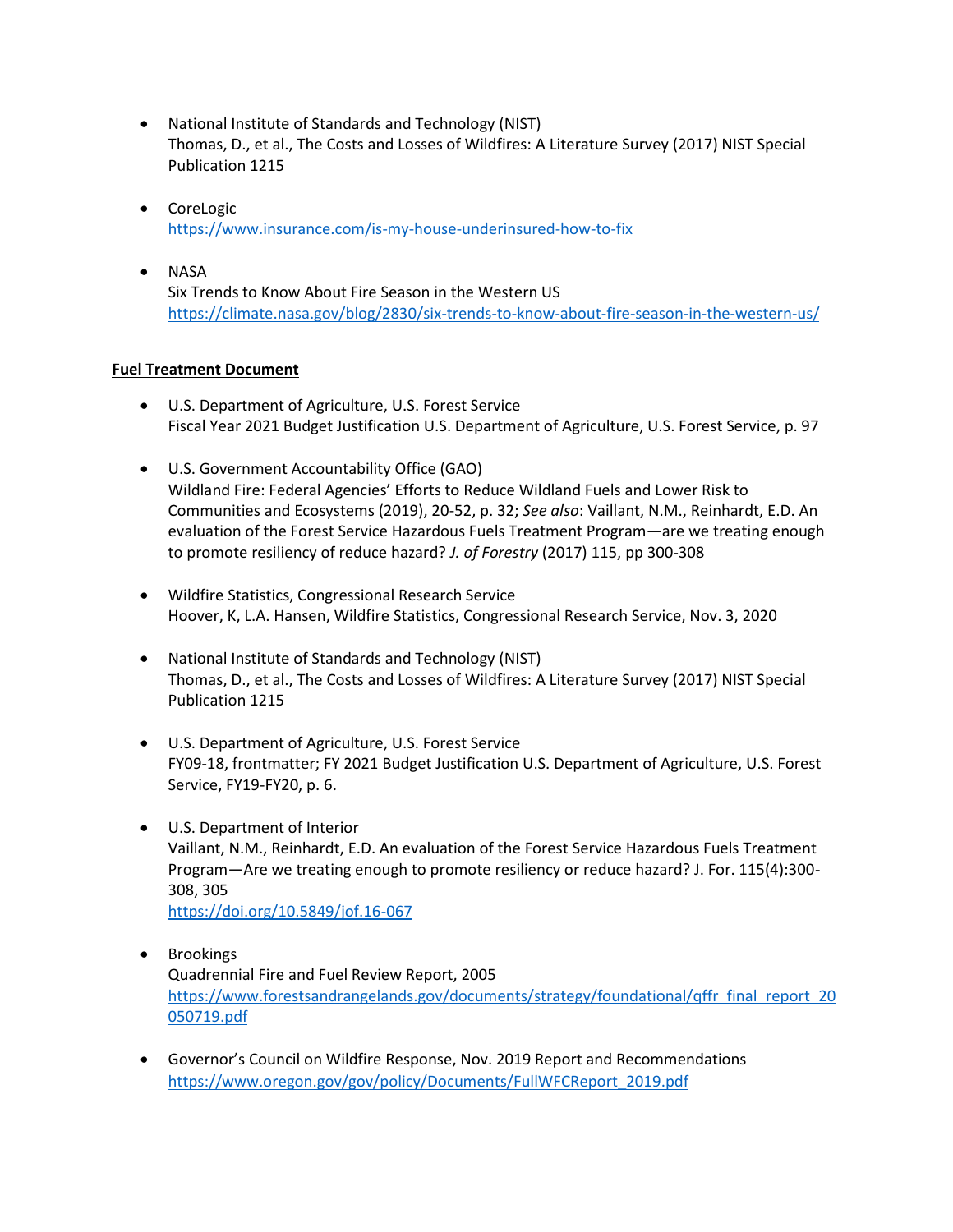- National Institute of Standards and Technology (NIST)
  Thomas, D., et al., The Costs and Losses of Wildfires: A Literature Survey (2017) NIST Special Publication 1215

- CoreLogic
  https://www.insurance.com/is-my-house-underinsured-how-to-fix

- NASA
  Six Trends to Know About Fire Season in the Western US
  https://climate.nasa.gov/blog/2830/six-trends-to-know-about-fire-season-in-the-western-us/

**Fuel Treatment Document**

- U.S. Department of Agriculture, U.S. Forest Service
  Fiscal Year 2021 Budget Justification U.S. Department of Agriculture, U.S. Forest Service, p. 97

- U.S. Government Accountability Office (GAO)
  Wildland Fire: Federal Agencies' Efforts to Reduce Wildland Fuels and Lower Risk to Communities and Ecosystems (2019), 20-52, p. 32; *See also*: Vaillant, N.M., Reinhardt, E.D. An evaluation of the Forest Service Hazardous Fuels Treatment Program—are we treating enough to promote resiliency of reduce hazard? *J. of Forestry* (2017) 115, pp 300-308

- Wildfire Statistics, Congressional Research Service
  Hoover, K, L.A. Hansen, Wildfire Statistics, Congressional Research Service, Nov. 3, 2020

- National Institute of Standards and Technology (NIST)
  Thomas, D., et al., The Costs and Losses of Wildfires: A Literature Survey (2017) NIST Special Publication 1215

- U.S. Department of Agriculture, U.S. Forest Service
  FY09-18, frontmatter; FY 2021 Budget Justification U.S. Department of Agriculture, U.S. Forest Service, FY19-FY20, p. 6.

- U.S. Department of Interior
  Vaillant, N.M., Reinhardt, E.D. An evaluation of the Forest Service Hazardous Fuels Treatment Program—Are we treating enough to promote resiliency or reduce hazard? J. For. 115(4):300-308, 305
  https://doi.org/10.5849/jof.16-067

- Brookings
  Quadrennial Fire and Fuel Review Report, 2005
  https://www.forestsandrangelands.gov/documents/strategy/foundational/qffr_final_report_20050719.pdf

- Governor's Council on Wildfire Response, Nov. 2019 Report and Recommendations
  https://www.oregon.gov/gov/policy/Documents/FullWFCReport_2019.pdf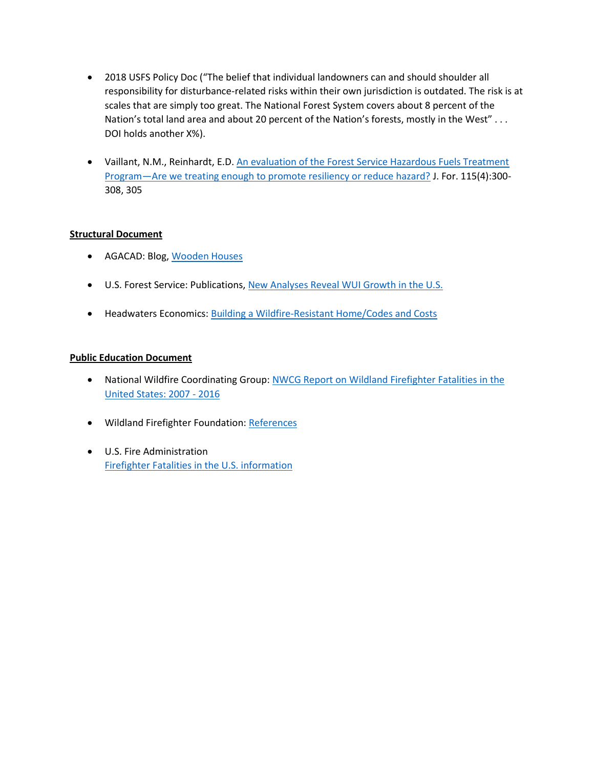- 2018 USFS Policy Doc ("The belief that individual landowners can and should shoulder all responsibility for disturbance-related risks within their own jurisdiction is outdated. The risk is at scales that are simply too great. The National Forest System covers about 8 percent of the Nation's total land area and about 20 percent of the Nation's forests, mostly in the West" . . . DOI holds another X%).

- Vaillant, N.M., Reinhardt, E.D. An evaluation of the Forest Service Hazardous Fuels Treatment Program—Are we treating enough to promote resiliency or reduce hazard? J. For. 115(4):300-308, 305

**Structural Document**

- AGACAD: Blog, Wooden Houses

- U.S. Forest Service: Publications, New Analyses Reveal WUI Growth in the U.S.

- Headwaters Economics: Building a Wildfire-Resistant Home/Codes and Costs

**Public Education Document**

- National Wildfire Coordinating Group: NWCG Report on Wildland Firefighter Fatalities in the United States: 2007 - 2016

- Wildland Firefighter Foundation: References

- U.S. Fire Administration
  Firefighter Fatalities in the U.S. information